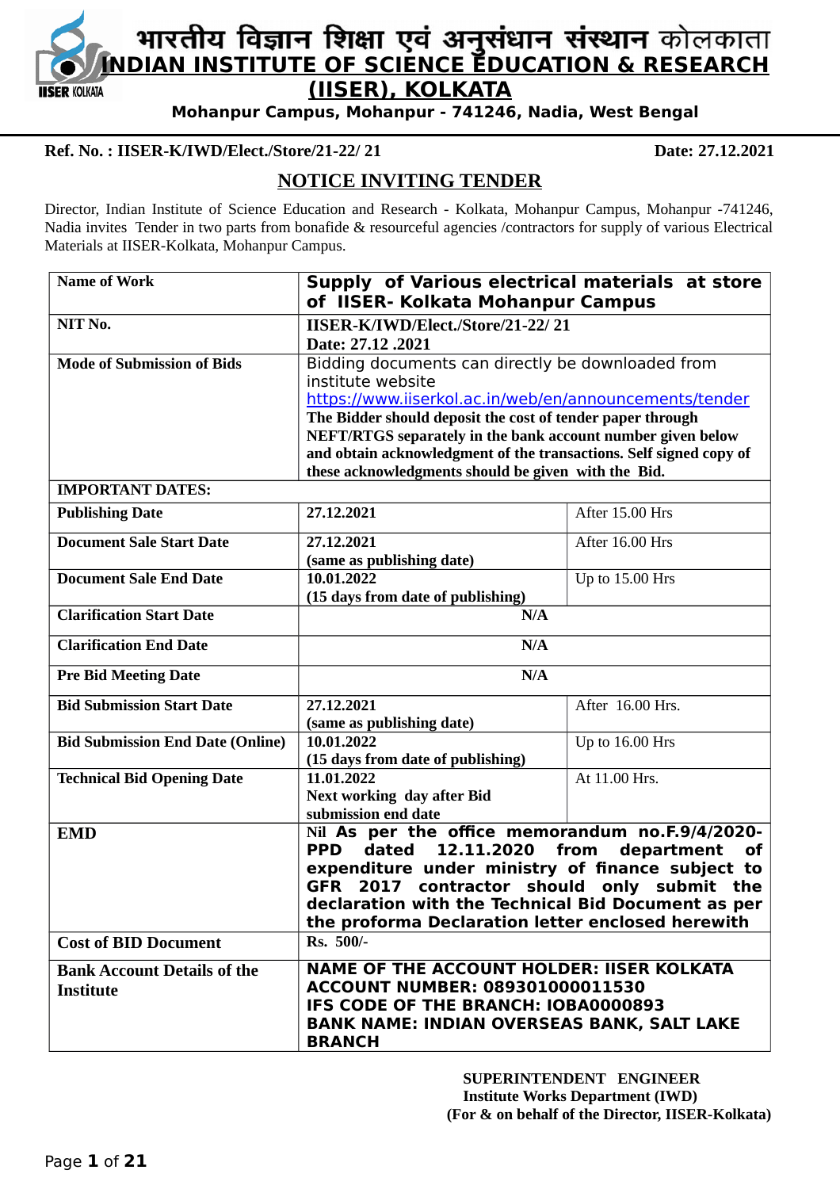# भारतीय विज्ञान शिक्षा एवं अनुसंधान संस्थान कोलकाता

# INDIAN INSTITUTE OF SCIENCE EDUCATION & RESEARCH (IISER), KOLKATA

**Mohanpur Campus, Mohanpur - 741246, Nadia, West Bengal**

**Ref. No. : IISER-K/IWD/Elect./Store/21-22/ 21** **Date: 27.12.2021**

## NOTICE INVITING TENDER

Director, Indian Institute of Science Education and Research - Kolkata, Mohanpur Campus, Mohanpur -741246, Nadia invites Tender in two parts from bonafide & resourceful agencies /contractors for supply of various Electrical Materials at IISER-Kolkata, Mohanpur Campus.

| | | |
|---|---|---|
| **Name of Work** | **Supply of Various electrical materials at store of IISER- Kolkata Mohanpur Campus** | |
| **NIT No.** | **IISER-K/IWD/Elect./Store/21-22/ 21 Date: 27.12 .2021** | |
| **Mode of Submission of Bids** | Bidding documents can directly be downloaded from institute website https://www.iiserkol.ac.in/web/en/announcements/tender **The Bidder should deposit the cost of tender paper through NEFT/RTGS separately in the bank account number given below and obtain acknowledgment of the transactions. Self signed copy of these acknowledgments should be given with the Bid.** | |
| **IMPORTANT DATES:** | | |
| **Publishing Date** | **27.12.2021** | After 15.00 Hrs |
| **Document Sale Start Date** | **27.12.2021 (same as publishing date)** | After 16.00 Hrs |
| **Document Sale End Date** | **10.01.2022 (15 days from date of publishing)** | Up to 15.00 Hrs |
| **Clarification Start Date** | **N/A** | |
| **Clarification End Date** | **N/A** | |
| **Pre Bid Meeting Date** | **N/A** | |
| **Bid Submission Start Date** | **27.12.2021 (same as publishing date)** | After 16.00 Hrs. |
| **Bid Submission End Date (Online)** | **10.01.2022 (15 days from date of publishing)** | Up to 16.00 Hrs |
| **Technical Bid Opening Date** | **11.01.2022 Next working day after Bid submission end date** | At 11.00 Hrs. |
| **EMD** | **Nil As per the office memorandum no.F.9/4/2020-PPD dated 12.11.2020 from department of expenditure under ministry of finance subject to GFR 2017 contractor should only submit the declaration with the Technical Bid Document as per the proforma Declaration letter enclosed herewith** | |
| **Cost of BID Document** | **Rs. 500/-** | |
| **Bank Account Details of the Institute** | **NAME OF THE ACCOUNT HOLDER: IISER KOLKATA ACCOUNT NUMBER: 089301000011530 IFS CODE OF THE BRANCH: IOBA0000893 BANK NAME: INDIAN OVERSEAS BANK, SALT LAKE BRANCH** | |

**SUPERINTENDENT ENGINEER**
**Institute Works Department (IWD)**
**(For & on behalf of the Director, IISER-Kolkata)**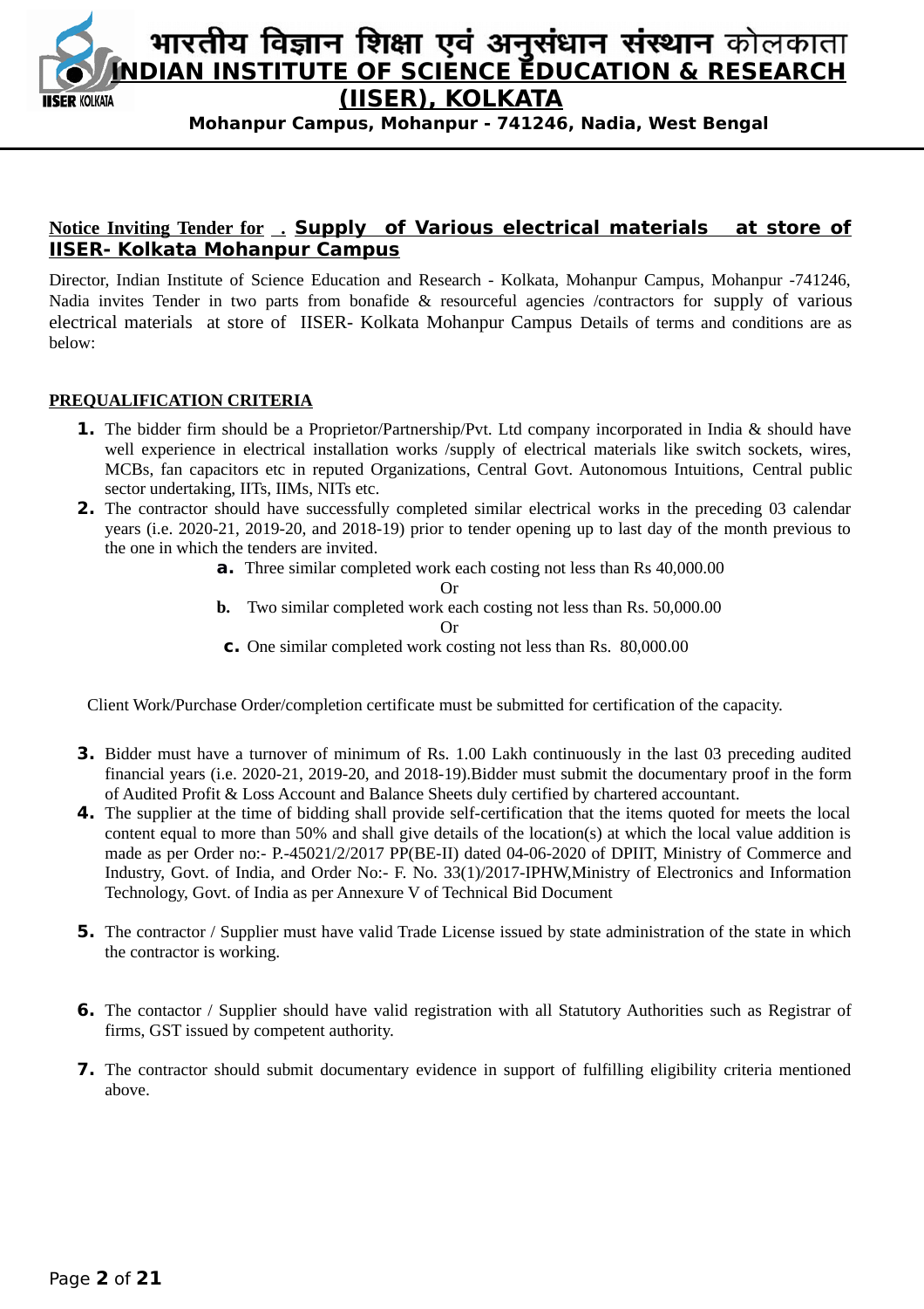# भारतीय विज्ञान शिक्षा एवं अनुसंधान संस्थान कोलकाता
# INDIAN INSTITUTE OF SCIENCE EDUCATION & RESEARCH (IISER), KOLKATA

**Mohanpur Campus, Mohanpur - 741246, Nadia, West Bengal**

---

## Notice Inviting Tender for . Supply of Various electrical materials at store of IISER- Kolkata Mohanpur Campus

Director, Indian Institute of Science Education and Research - Kolkata, Mohanpur Campus, Mohanpur -741246, Nadia invites Tender in two parts from bonafide & resourceful agencies /contractors for supply of various electrical materials at store of IISER- Kolkata Mohanpur Campus Details of terms and conditions are as below:

### PREQUALIFICATION CRITERIA

1. The bidder firm should be a Proprietor/Partnership/Pvt. Ltd company incorporated in India & should have well experience in electrical installation works /supply of electrical materials like switch sockets, wires, MCBs, fan capacitors etc in reputed Organizations, Central Govt. Autonomous Intuitions, Central public sector undertaking, IITs, IIMs, NITs etc.
2. The contractor should have successfully completed similar electrical works in the preceding 03 calendar years (i.e. 2020-21, 2019-20, and 2018-19) prior to tender opening up to last day of the month previous to the one in which the tenders are invited.
   - **a.** Three similar completed work each costing not less than Rs 40,000.00

     Or
   - **b.** Two similar completed work each costing not less than Rs. 50,000.00

     Or
   - **c.** One similar completed work costing not less than Rs. 80,000.00

   Client Work/Purchase Order/completion certificate must be submitted for certification of the capacity.

3. Bidder must have a turnover of minimum of Rs. 1.00 Lakh continuously in the last 03 preceding audited financial years (i.e. 2020-21, 2019-20, and 2018-19).Bidder must submit the documentary proof in the form of Audited Profit & Loss Account and Balance Sheets duly certified by chartered accountant.
4. The supplier at the time of bidding shall provide self-certification that the items quoted for meets the local content equal to more than 50% and shall give details of the location(s) at which the local value addition is made as per Order no:- P.-45021/2/2017 PP(BE-II) dated 04-06-2020 of DPIIT, Ministry of Commerce and Industry, Govt. of India, and Order No:- F. No. 33(1)/2017-IPHW,Ministry of Electronics and Information Technology, Govt. of India as per Annexure V of Technical Bid Document
5. The contractor / Supplier must have valid Trade License issued by state administration of the state in which the contractor is working.
6. The contactor / Supplier should have valid registration with all Statutory Authorities such as Registrar of firms, GST issued by competent authority.
7. The contractor should submit documentary evidence in support of fulfilling eligibility criteria mentioned above.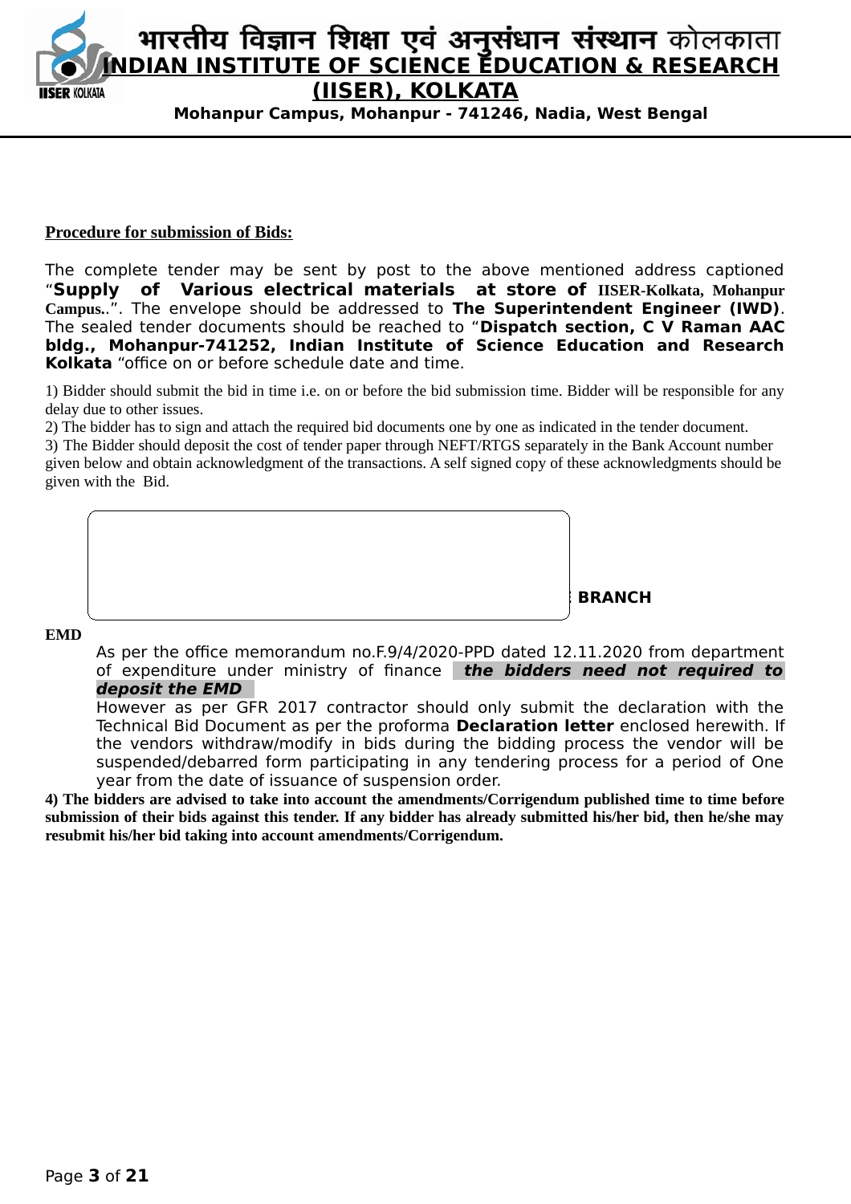# भारतीय विज्ञान शिक्षा एवं अनुसंधान संस्थान कोलकाता

# INDIAN INSTITUTE OF SCIENCE EDUCATION & RESEARCH (IISER), KOLKATA

**Mohanpur Campus, Mohanpur - 741246, Nadia, West Bengal**

**Procedure for submission of Bids:**

The complete tender may be sent by post to the above mentioned address captioned "**Supply of Various electrical materials at store of IISER-Kolkata, Mohanpur Campus.**.". The envelope should be addressed to **The Superintendent Engineer (IWD)**. The sealed tender documents should be reached to "**Dispatch section, C V Raman AAC bldg., Mohanpur-741252, Indian Institute of Science Education and Research Kolkata** "office on or before schedule date and time.

1) Bidder should submit the bid in time i.e. on or before the bid submission time. Bidder will be responsible for any delay due to other issues.

2) The bidder has to sign and attach the required bid documents one by one as indicated in the tender document.

3) The Bidder should deposit the cost of tender paper through NEFT/RTGS separately in the Bank Account number given below and obtain acknowledgment of the transactions. A self signed copy of these acknowledgments should be given with the Bid.

**BRANCH**

**EMD**

As per the office memorandum no.F.9/4/2020-PPD dated 12.11.2020 from department of expenditure under ministry of finance ***the bidders need not required to deposit the EMD***

However as per GFR 2017 contractor should only submit the declaration with the Technical Bid Document as per the proforma **Declaration letter** enclosed herewith. If the vendors withdraw/modify in bids during the bidding process the vendor will be suspended/debarred form participating in any tendering process for a period of One year from the date of issuance of suspension order.

**4) The bidders are advised to take into account the amendments/Corrigendum published time to time before submission of their bids against this tender. If any bidder has already submitted his/her bid, then he/she may resubmit his/her bid taking into account amendments/Corrigendum.**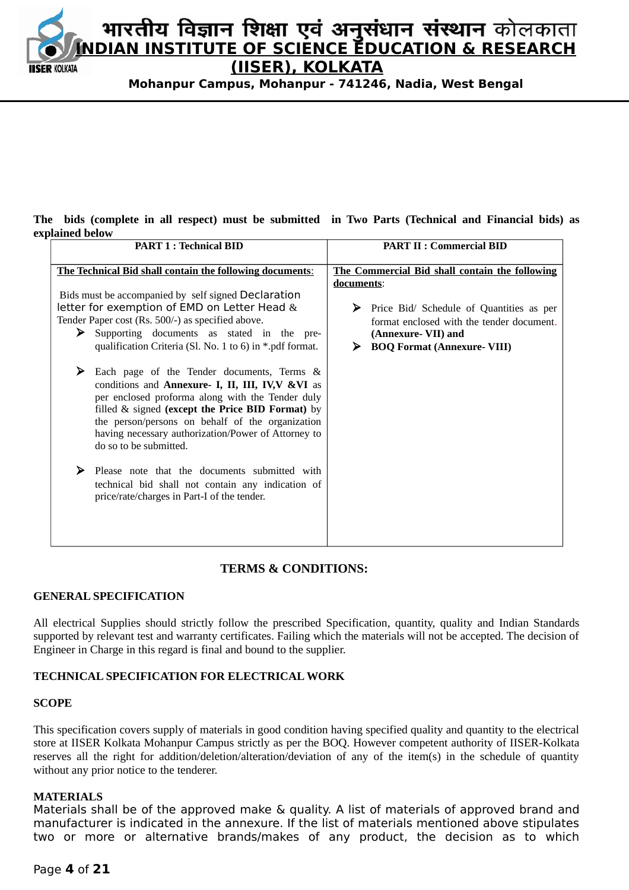**The bids (complete in all respect) must be submitted in Two Parts (Technical and Financial bids) as explained below**

| PART 1 : Technical BID | PART II : Commercial BID |
|---|---|
| **The Technical Bid shall contain the following documents**:<br><br>Bids must be accompanied by self signed Declaration letter for exemption of EMD on Letter Head & Tender Paper cost (Rs. 500/-) as specified above.<br>➢ Supporting documents as stated in the pre-qualification Criteria (Sl. No. 1 to 6) in *.pdf format.<br><br>➢ Each page of the Tender documents, Terms & conditions and **Annexure- I, II, III, IV,V &VI** as per enclosed proforma along with the Tender duly filled & signed **(except the Price BID Format)** by the person/persons on behalf of the organization having necessary authorization/Power of Attorney to do so to be submitted.<br><br>➢ Please note that the documents submitted with technical bid shall not contain any indication of price/rate/charges in Part-I of the tender. | **The Commercial Bid shall contain the following documents**:<br><br>➢ Price Bid/ Schedule of Quantities as per format enclosed with the tender document. **(Annexure- VII) and**<br>➢ **BOQ Format (Annexure- VIII)** |

## TERMS & CONDITIONS:

### GENERAL SPECIFICATION

All electrical Supplies should strictly follow the prescribed Specification, quantity, quality and Indian Standards supported by relevant test and warranty certificates. Failing which the materials will not be accepted. The decision of Engineer in Charge in this regard is final and bound to the supplier.

### TECHNICAL SPECIFICATION FOR ELECTRICAL WORK

### SCOPE

This specification covers supply of materials in good condition having specified quality and quantity to the electrical store at IISER Kolkata Mohanpur Campus strictly as per the BOQ. However competent authority of IISER-Kolkata reserves all the right for addition/deletion/alteration/deviation of any of the item(s) in the schedule of quantity without any prior notice to the tenderer.

### MATERIALS

Materials shall be of the approved make & quality. A list of materials of approved brand and manufacturer is indicated in the annexure. If the list of materials mentioned above stipulates two or more or alternative brands/makes of any product, the decision as to which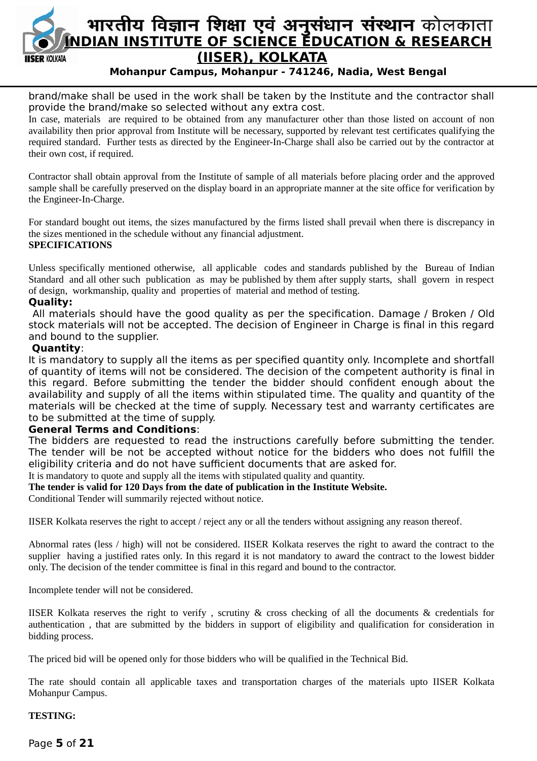brand/make shall be used in the work shall be taken by the Institute and the contractor shall provide the brand/make so selected without any extra cost.

In case, materials are required to be obtained from any manufacturer other than those listed on account of non availability then prior approval from Institute will be necessary, supported by relevant test certificates qualifying the required standard. Further tests as directed by the Engineer-In-Charge shall also be carried out by the contractor at their own cost, if required.

Contractor shall obtain approval from the Institute of sample of all materials before placing order and the approved sample shall be carefully preserved on the display board in an appropriate manner at the site office for verification by the Engineer-In-Charge.

For standard bought out items, the sizes manufactured by the firms listed shall prevail when there is discrepancy in the sizes mentioned in the schedule without any financial adjustment.

**SPECIFICATIONS**

Unless specifically mentioned otherwise, all applicable codes and standards published by the Bureau of Indian Standard and all other such publication as may be published by them after supply starts, shall govern in respect of design, workmanship, quality and properties of material and method of testing.

**Quality:**

All materials should have the good quality as per the specification. Damage / Broken / Old stock materials will not be accepted. The decision of Engineer in Charge is final in this regard and bound to the supplier.

**Quantity**:

It is mandatory to supply all the items as per specified quantity only. Incomplete and shortfall of quantity of items will not be considered. The decision of the competent authority is final in this regard. Before submitting the tender the bidder should confident enough about the availability and supply of all the items within stipulated time. The quality and quantity of the materials will be checked at the time of supply. Necessary test and warranty certificates are to be submitted at the time of supply.

**General Terms and Conditions**:

The bidders are requested to read the instructions carefully before submitting the tender. The tender will be not be accepted without notice for the bidders who does not fulfill the eligibility criteria and do not have sufficient documents that are asked for.

It is mandatory to quote and supply all the items with stipulated quality and quantity.

**The tender is valid for 120 Days from the date of publication in the Institute Website.**

Conditional Tender will summarily rejected without notice.

IISER Kolkata reserves the right to accept / reject any or all the tenders without assigning any reason thereof.

Abnormal rates (less / high) will not be considered. IISER Kolkata reserves the right to award the contract to the supplier having a justified rates only. In this regard it is not mandatory to award the contract to the lowest bidder only. The decision of the tender committee is final in this regard and bound to the contractor.

Incomplete tender will not be considered.

IISER Kolkata reserves the right to verify , scrutiny & cross checking of all the documents & credentials for authentication , that are submitted by the bidders in support of eligibility and qualification for consideration in bidding process.

The priced bid will be opened only for those bidders who will be qualified in the Technical Bid.

The rate should contain all applicable taxes and transportation charges of the materials upto IISER Kolkata Mohanpur Campus.

**TESTING:**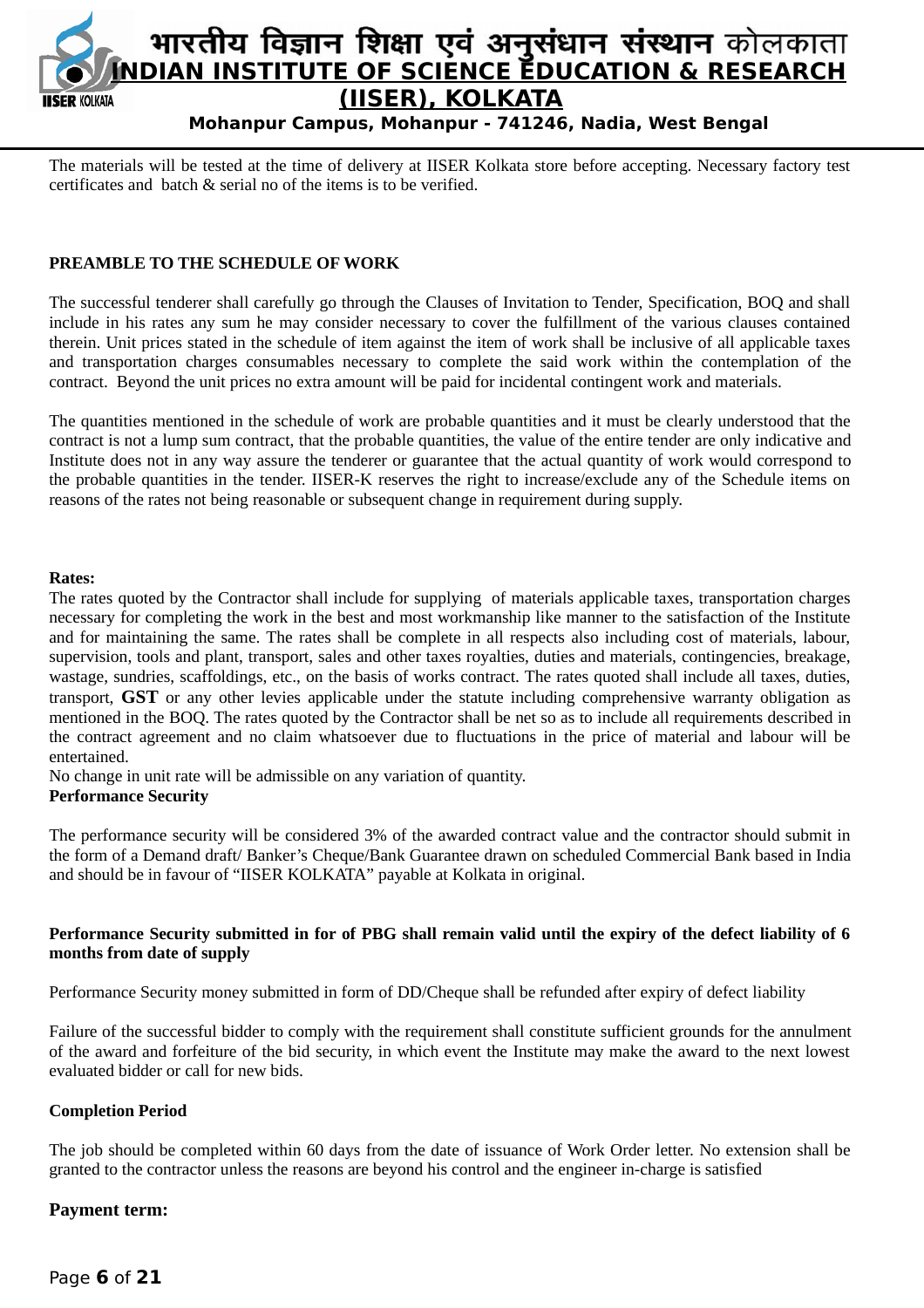The materials will be tested at the time of delivery at IISER Kolkata store before accepting. Necessary factory test certificates and batch & serial no of the items is to be verified.

**PREAMBLE TO THE SCHEDULE OF WORK**

The successful tenderer shall carefully go through the Clauses of Invitation to Tender, Specification, BOQ and shall include in his rates any sum he may consider necessary to cover the fulfillment of the various clauses contained therein. Unit prices stated in the schedule of item against the item of work shall be inclusive of all applicable taxes and transportation charges consumables necessary to complete the said work within the contemplation of the contract. Beyond the unit prices no extra amount will be paid for incidental contingent work and materials.

The quantities mentioned in the schedule of work are probable quantities and it must be clearly understood that the contract is not a lump sum contract, that the probable quantities, the value of the entire tender are only indicative and Institute does not in any way assure the tenderer or guarantee that the actual quantity of work would correspond to the probable quantities in the tender. IISER-K reserves the right to increase/exclude any of the Schedule items on reasons of the rates not being reasonable or subsequent change in requirement during supply.

**Rates:**

The rates quoted by the Contractor shall include for supplying of materials applicable taxes, transportation charges necessary for completing the work in the best and most workmanship like manner to the satisfaction of the Institute and for maintaining the same. The rates shall be complete in all respects also including cost of materials, labour, supervision, tools and plant, transport, sales and other taxes royalties, duties and materials, contingencies, breakage, wastage, sundries, scaffoldings, etc., on the basis of works contract. The rates quoted shall include all taxes, duties, transport, **GST** or any other levies applicable under the statute including comprehensive warranty obligation as mentioned in the BOQ. The rates quoted by the Contractor shall be net so as to include all requirements described in the contract agreement and no claim whatsoever due to fluctuations in the price of material and labour will be entertained.

No change in unit rate will be admissible on any variation of quantity.

**Performance Security**

The performance security will be considered 3% of the awarded contract value and the contractor should submit in the form of a Demand draft/ Banker's Cheque/Bank Guarantee drawn on scheduled Commercial Bank based in India and should be in favour of "IISER KOLKATA" payable at Kolkata in original.

**Performance Security submitted in for of PBG shall remain valid until the expiry of the defect liability of 6 months from date of supply**

Performance Security money submitted in form of DD/Cheque shall be refunded after expiry of defect liability

Failure of the successful bidder to comply with the requirement shall constitute sufficient grounds for the annulment of the award and forfeiture of the bid security, in which event the Institute may make the award to the next lowest evaluated bidder or call for new bids.

**Completion Period**

The job should be completed within 60 days from the date of issuance of Work Order letter. No extension shall be granted to the contractor unless the reasons are beyond his control and the engineer in-charge is satisfied

**Payment term:**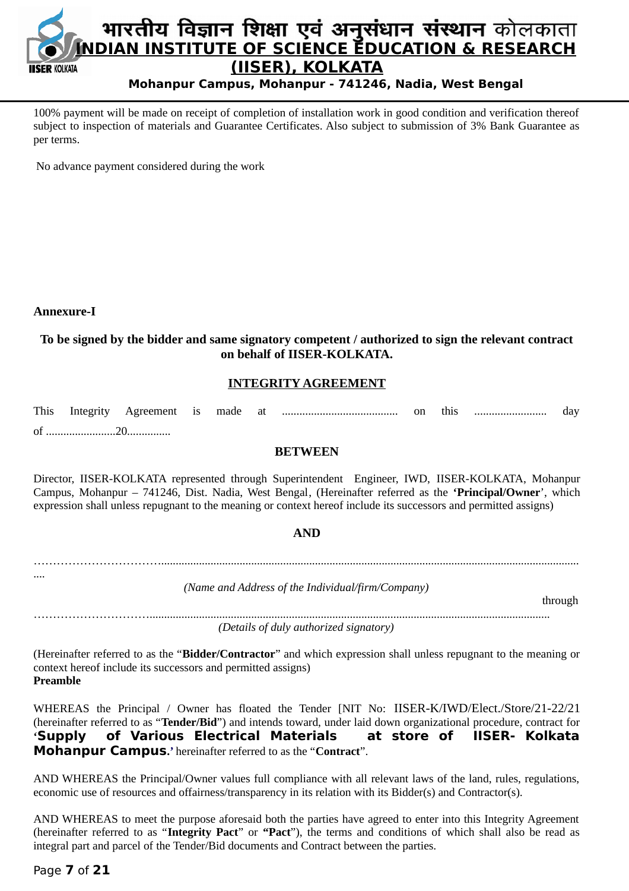100% payment will be made on receipt of completion of installation work in good condition and verification thereof subject to inspection of materials and Guarantee Certificates. Also subject to submission of 3% Bank Guarantee as per terms.

No advance payment considered during the work

**Annexure-I**

**To be signed by the bidder and same signatory competent / authorized to sign the relevant contract on behalf of IISER-KOLKATA.**

## INTEGRITY AGREEMENT

This Integrity Agreement is made at ........................................ on this ......................... day of ........................20...............

**BETWEEN**

Director, IISER-KOLKATA represented through Superintendent Engineer, IWD, IISER-KOLKATA, Mohanpur Campus, Mohanpur – 741246, Dist. Nadia, West Bengal, (Hereinafter referred as the **'Principal/Owner**', which expression shall unless repugnant to the meaning or context hereof include its successors and permitted assigns)

**AND**

……………………………...............................................................................................................................................
....

*(Name and Address of the Individual/firm/Company)*

through

…………………………...........................................................................................................................................

*(Details of duly authorized signatory)*

(Hereinafter referred to as the "**Bidder/Contractor**" and which expression shall unless repugnant to the meaning or context hereof include its successors and permitted assigns)

**Preamble**

WHEREAS the Principal / Owner has floated the Tender [NIT No: IISER-K/IWD/Elect./Store/21-22/21 (hereinafter referred to as "**Tender/Bid**") and intends toward, under laid down organizational procedure, contract for '**Supply of Various Electrical Materials at store of IISER- Kolkata Mohanpur Campus.**' hereinafter referred to as the "**Contract**".

AND WHEREAS the Principal/Owner values full compliance with all relevant laws of the land, rules, regulations, economic use of resources and offairness/transparency in its relation with its Bidder(s) and Contractor(s).

AND WHEREAS to meet the purpose aforesaid both the parties have agreed to enter into this Integrity Agreement (hereinafter referred to as "**Integrity Pact**" or **"Pact**"), the terms and conditions of which shall also be read as integral part and parcel of the Tender/Bid documents and Contract between the parties.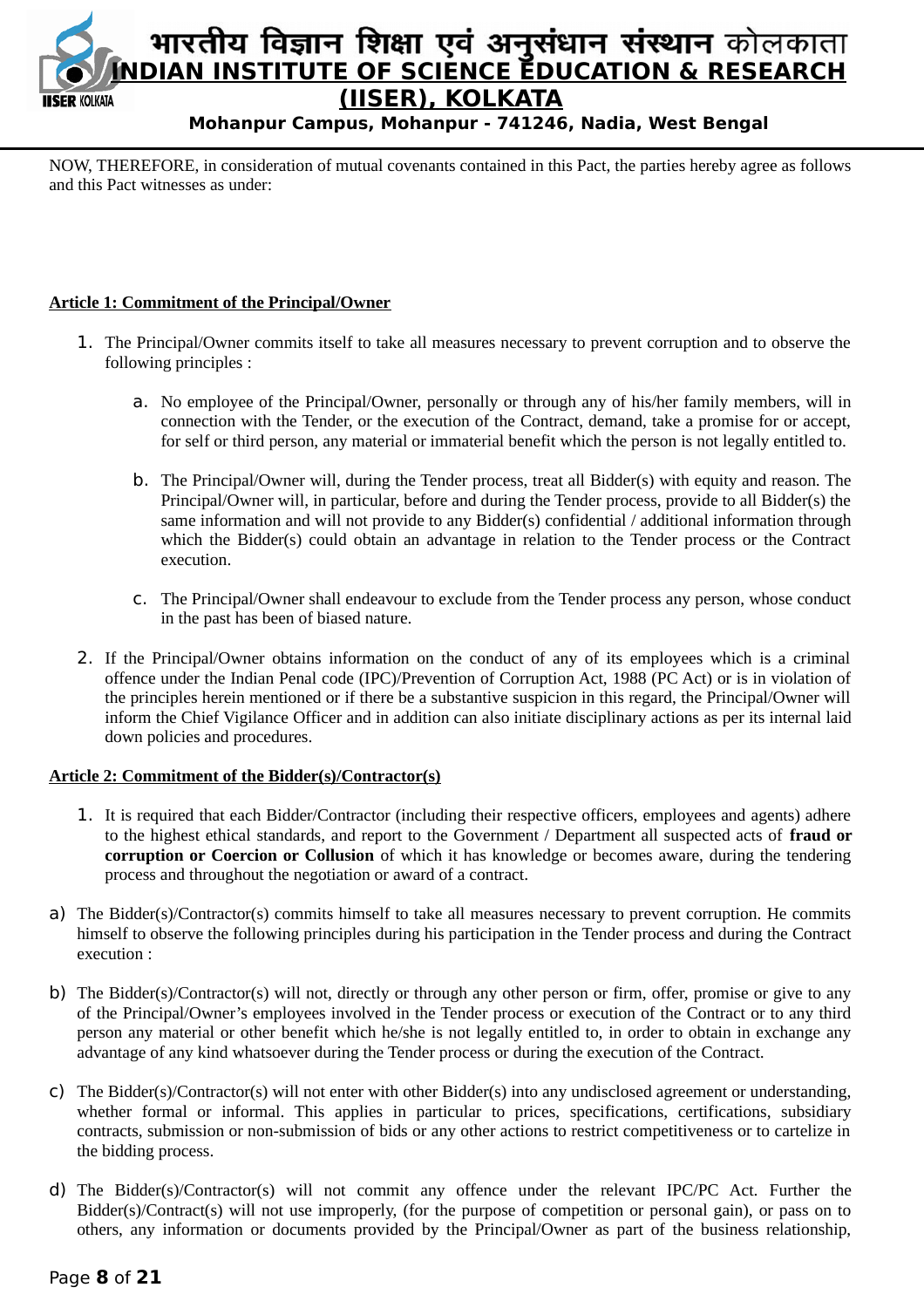NOW, THEREFORE, in consideration of mutual covenants contained in this Pact, the parties hereby agree as follows and this Pact witnesses as under:

**Article 1: Commitment of the Principal/Owner**

1. The Principal/Owner commits itself to take all measures necessary to prevent corruption and to observe the following principles :

    a. No employee of the Principal/Owner, personally or through any of his/her family members, will in connection with the Tender, or the execution of the Contract, demand, take a promise for or accept, for self or third person, any material or immaterial benefit which the person is not legally entitled to.

    b. The Principal/Owner will, during the Tender process, treat all Bidder(s) with equity and reason. The Principal/Owner will, in particular, before and during the Tender process, provide to all Bidder(s) the same information and will not provide to any Bidder(s) confidential / additional information through which the Bidder(s) could obtain an advantage in relation to the Tender process or the Contract execution.

    c. The Principal/Owner shall endeavour to exclude from the Tender process any person, whose conduct in the past has been of biased nature.

2. If the Principal/Owner obtains information on the conduct of any of its employees which is a criminal offence under the Indian Penal code (IPC)/Prevention of Corruption Act, 1988 (PC Act) or is in violation of the principles herein mentioned or if there be a substantive suspicion in this regard, the Principal/Owner will inform the Chief Vigilance Officer and in addition can also initiate disciplinary actions as per its internal laid down policies and procedures.

**Article 2: Commitment of the Bidder(s)/Contractor(s)**

1. It is required that each Bidder/Contractor (including their respective officers, employees and agents) adhere to the highest ethical standards, and report to the Government / Department all suspected acts of **fraud or corruption or Coercion or Collusion** of which it has knowledge or becomes aware, during the tendering process and throughout the negotiation or award of a contract.

a) The Bidder(s)/Contractor(s) commits himself to take all measures necessary to prevent corruption. He commits himself to observe the following principles during his participation in the Tender process and during the Contract execution :

b) The Bidder(s)/Contractor(s) will not, directly or through any other person or firm, offer, promise or give to any of the Principal/Owner's employees involved in the Tender process or execution of the Contract or to any third person any material or other benefit which he/she is not legally entitled to, in order to obtain in exchange any advantage of any kind whatsoever during the Tender process or during the execution of the Contract.

c) The Bidder(s)/Contractor(s) will not enter with other Bidder(s) into any undisclosed agreement or understanding, whether formal or informal. This applies in particular to prices, specifications, certifications, subsidiary contracts, submission or non-submission of bids or any other actions to restrict competitiveness or to cartelize in the bidding process.

d) The Bidder(s)/Contractor(s) will not commit any offence under the relevant IPC/PC Act. Further the Bidder(s)/Contract(s) will not use improperly, (for the purpose of competition or personal gain), or pass on to others, any information or documents provided by the Principal/Owner as part of the business relationship,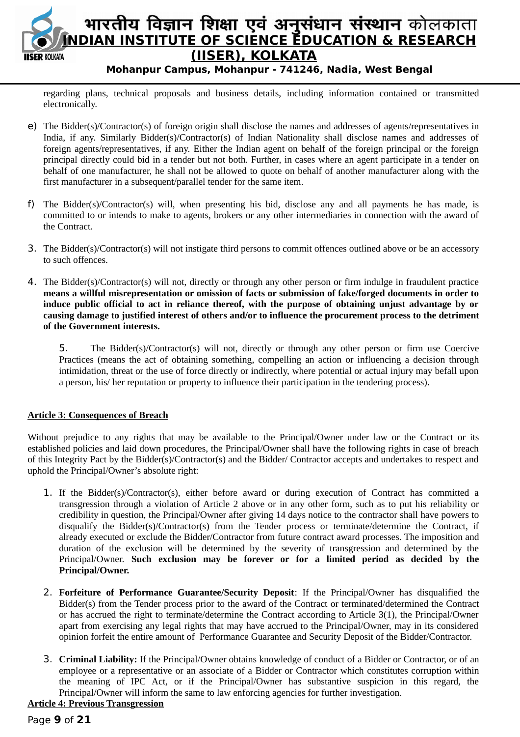regarding plans, technical proposals and business details, including information contained or transmitted electronically.

e) The Bidder(s)/Contractor(s) of foreign origin shall disclose the names and addresses of agents/representatives in India, if any. Similarly Bidder(s)/Contractor(s) of Indian Nationality shall disclose names and addresses of foreign agents/representatives, if any. Either the Indian agent on behalf of the foreign principal or the foreign principal directly could bid in a tender but not both. Further, in cases where an agent participate in a tender on behalf of one manufacturer, he shall not be allowed to quote on behalf of another manufacturer along with the first manufacturer in a subsequent/parallel tender for the same item.

f) The Bidder(s)/Contractor(s) will, when presenting his bid, disclose any and all payments he has made, is committed to or intends to make to agents, brokers or any other intermediaries in connection with the award of the Contract.

3. The Bidder(s)/Contractor(s) will not instigate third persons to commit offences outlined above or be an accessory to such offences.

4. The Bidder(s)/Contractor(s) will not, directly or through any other person or firm indulge in fraudulent practice **means a willful misrepresentation or omission of facts or submission of fake/forged documents in order to induce public official to act in reliance thereof, with the purpose of obtaining unjust advantage by or causing damage to justified interest of others and/or to influence the procurement process to the detriment of the Government interests.**

5. The Bidder(s)/Contractor(s) will not, directly or through any other person or firm use Coercive Practices (means the act of obtaining something, compelling an action or influencing a decision through intimidation, threat or the use of force directly or indirectly, where potential or actual injury may befall upon a person, his/ her reputation or property to influence their participation in the tendering process).

**Article 3: Consequences of Breach**

Without prejudice to any rights that may be available to the Principal/Owner under law or the Contract or its established policies and laid down procedures, the Principal/Owner shall have the following rights in case of breach of this Integrity Pact by the Bidder(s)/Contractor(s) and the Bidder/ Contractor accepts and undertakes to respect and uphold the Principal/Owner's absolute right:

1. If the Bidder(s)/Contractor(s), either before award or during execution of Contract has committed a transgression through a violation of Article 2 above or in any other form, such as to put his reliability or credibility in question, the Principal/Owner after giving 14 days notice to the contractor shall have powers to disqualify the Bidder(s)/Contractor(s) from the Tender process or terminate/determine the Contract, if already executed or exclude the Bidder/Contractor from future contract award processes. The imposition and duration of the exclusion will be determined by the severity of transgression and determined by the Principal/Owner. **Such exclusion may be forever or for a limited period as decided by the Principal/Owner.**

2. **Forfeiture of Performance Guarantee/Security Deposit**: If the Principal/Owner has disqualified the Bidder(s) from the Tender process prior to the award of the Contract or terminated/determined the Contract or has accrued the right to terminate/determine the Contract according to Article 3(1), the Principal/Owner apart from exercising any legal rights that may have accrued to the Principal/Owner, may in its considered opinion forfeit the entire amount of Performance Guarantee and Security Deposit of the Bidder/Contractor.

3. **Criminal Liability:** If the Principal/Owner obtains knowledge of conduct of a Bidder or Contractor, or of an employee or a representative or an associate of a Bidder or Contractor which constitutes corruption within the meaning of IPC Act, or if the Principal/Owner has substantive suspicion in this regard, the Principal/Owner will inform the same to law enforcing agencies for further investigation.

**Article 4: Previous Transgression**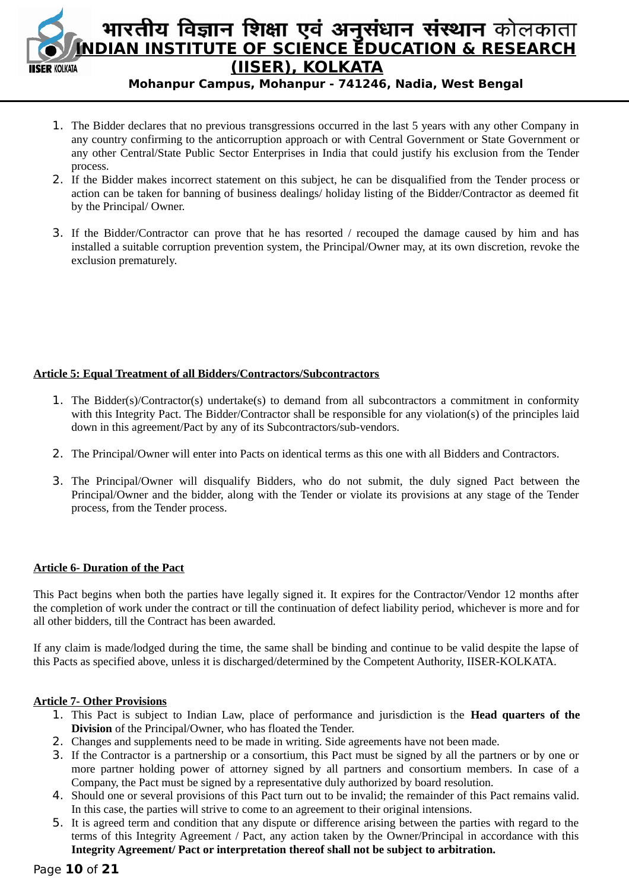1. The Bidder declares that no previous transgressions occurred in the last 5 years with any other Company in any country confirming to the anticorruption approach or with Central Government or State Government or any other Central/State Public Sector Enterprises in India that could justify his exclusion from the Tender process.
2. If the Bidder makes incorrect statement on this subject, he can be disqualified from the Tender process or action can be taken for banning of business dealings/ holiday listing of the Bidder/Contractor as deemed fit by the Principal/ Owner.
3. If the Bidder/Contractor can prove that he has resorted / recouped the damage caused by him and has installed a suitable corruption prevention system, the Principal/Owner may, at its own discretion, revoke the exclusion prematurely.

**Article 5: Equal Treatment of all Bidders/Contractors/Subcontractors**

1. The Bidder(s)/Contractor(s) undertake(s) to demand from all subcontractors a commitment in conformity with this Integrity Pact. The Bidder/Contractor shall be responsible for any violation(s) of the principles laid down in this agreement/Pact by any of its Subcontractors/sub-vendors.
2. The Principal/Owner will enter into Pacts on identical terms as this one with all Bidders and Contractors.
3. The Principal/Owner will disqualify Bidders, who do not submit, the duly signed Pact between the Principal/Owner and the bidder, along with the Tender or violate its provisions at any stage of the Tender process, from the Tender process.

**Article 6- Duration of the Pact**

This Pact begins when both the parties have legally signed it. It expires for the Contractor/Vendor 12 months after the completion of work under the contract or till the continuation of defect liability period, whichever is more and for all other bidders, till the Contract has been awarded.

If any claim is made/lodged during the time, the same shall be binding and continue to be valid despite the lapse of this Pacts as specified above, unless it is discharged/determined by the Competent Authority, IISER-KOLKATA.

**Article 7- Other Provisions**

1. This Pact is subject to Indian Law, place of performance and jurisdiction is the **Head quarters of the Division** of the Principal/Owner, who has floated the Tender.
2. Changes and supplements need to be made in writing. Side agreements have not been made.
3. If the Contractor is a partnership or a consortium, this Pact must be signed by all the partners or by one or more partner holding power of attorney signed by all partners and consortium members. In case of a Company, the Pact must be signed by a representative duly authorized by board resolution.
4. Should one or several provisions of this Pact turn out to be invalid; the remainder of this Pact remains valid. In this case, the parties will strive to come to an agreement to their original intensions.
5. It is agreed term and condition that any dispute or difference arising between the parties with regard to the terms of this Integrity Agreement / Pact, any action taken by the Owner/Principal in accordance with this **Integrity Agreement/ Pact or interpretation thereof shall not be subject to arbitration.**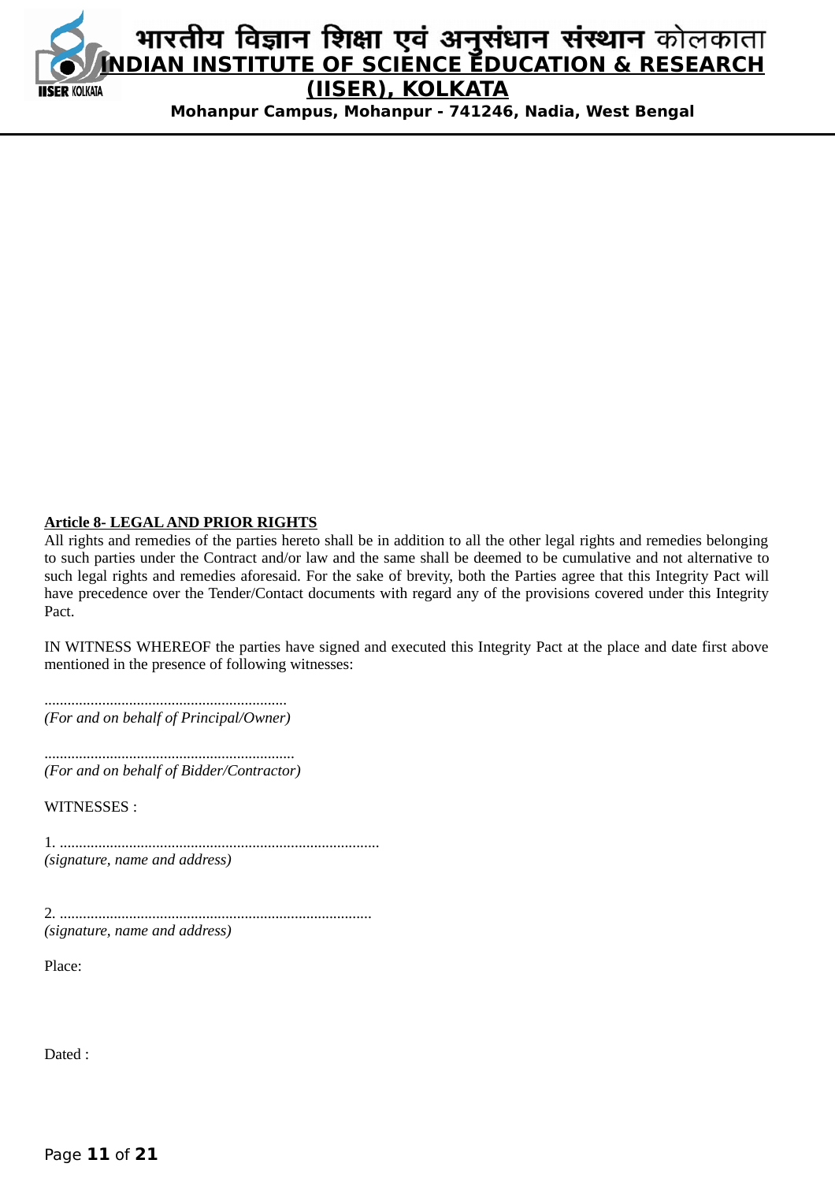**Article 8- LEGAL AND PRIOR RIGHTS**

All rights and remedies of the parties hereto shall be in addition to all the other legal rights and remedies belonging to such parties under the Contract and/or law and the same shall be deemed to be cumulative and not alternative to such legal rights and remedies aforesaid. For the sake of brevity, both the Parties agree that this Integrity Pact will have precedence over the Tender/Contact documents with regard any of the provisions covered under this Integrity Pact.

IN WITNESS WHEREOF the parties have signed and executed this Integrity Pact at the place and date first above mentioned in the presence of following witnesses:

..............................................................
*(For and on behalf of Principal/Owner)*

................................................................
*(For and on behalf of Bidder/Contractor)*

WITNESSES :

1. ..................................................................................
*(signature, name and address)*

2. ................................................................................
*(signature, name and address)*

Place:

Dated :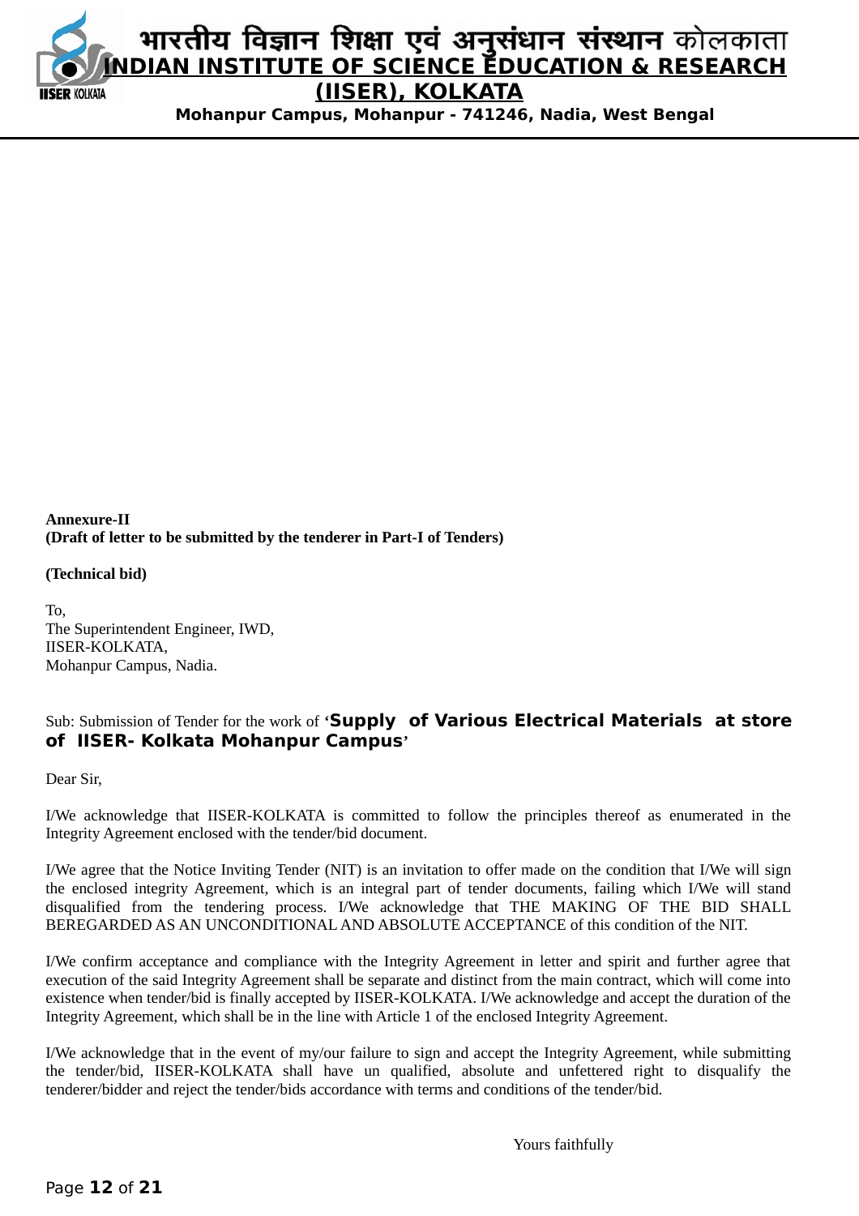# भारतीय विज्ञान शिक्षा एवं अनुसंधान संस्थान कोलकाता
## INDIAN INSTITUTE OF SCIENCE EDUCATION & RESEARCH (IISER), KOLKATA
**Mohanpur Campus, Mohanpur - 741246, Nadia, West Bengal**

**Annexure-II**
**(Draft of letter to be submitted by the tenderer in Part-I of Tenders)**

**(Technical bid)**

To,
The Superintendent Engineer, IWD,
IISER-KOLKATA,
Mohanpur Campus, Nadia.

Sub: Submission of Tender for the work of '**Supply of Various Electrical Materials at store of IISER- Kolkata Mohanpur Campus**'

Dear Sir,

I/We acknowledge that IISER-KOLKATA is committed to follow the principles thereof as enumerated in the Integrity Agreement enclosed with the tender/bid document.

I/We agree that the Notice Inviting Tender (NIT) is an invitation to offer made on the condition that I/We will sign the enclosed integrity Agreement, which is an integral part of tender documents, failing which I/We will stand disqualified from the tendering process. I/We acknowledge that THE MAKING OF THE BID SHALL BEREGARDED AS AN UNCONDITIONAL AND ABSOLUTE ACCEPTANCE of this condition of the NIT.

I/We confirm acceptance and compliance with the Integrity Agreement in letter and spirit and further agree that execution of the said Integrity Agreement shall be separate and distinct from the main contract, which will come into existence when tender/bid is finally accepted by IISER-KOLKATA. I/We acknowledge and accept the duration of the Integrity Agreement, which shall be in the line with Article 1 of the enclosed Integrity Agreement.

I/We acknowledge that in the event of my/our failure to sign and accept the Integrity Agreement, while submitting the tender/bid, IISER-KOLKATA shall have un qualified, absolute and unfettered right to disqualify the tenderer/bidder and reject the tender/bids accordance with terms and conditions of the tender/bid.

Yours faithfully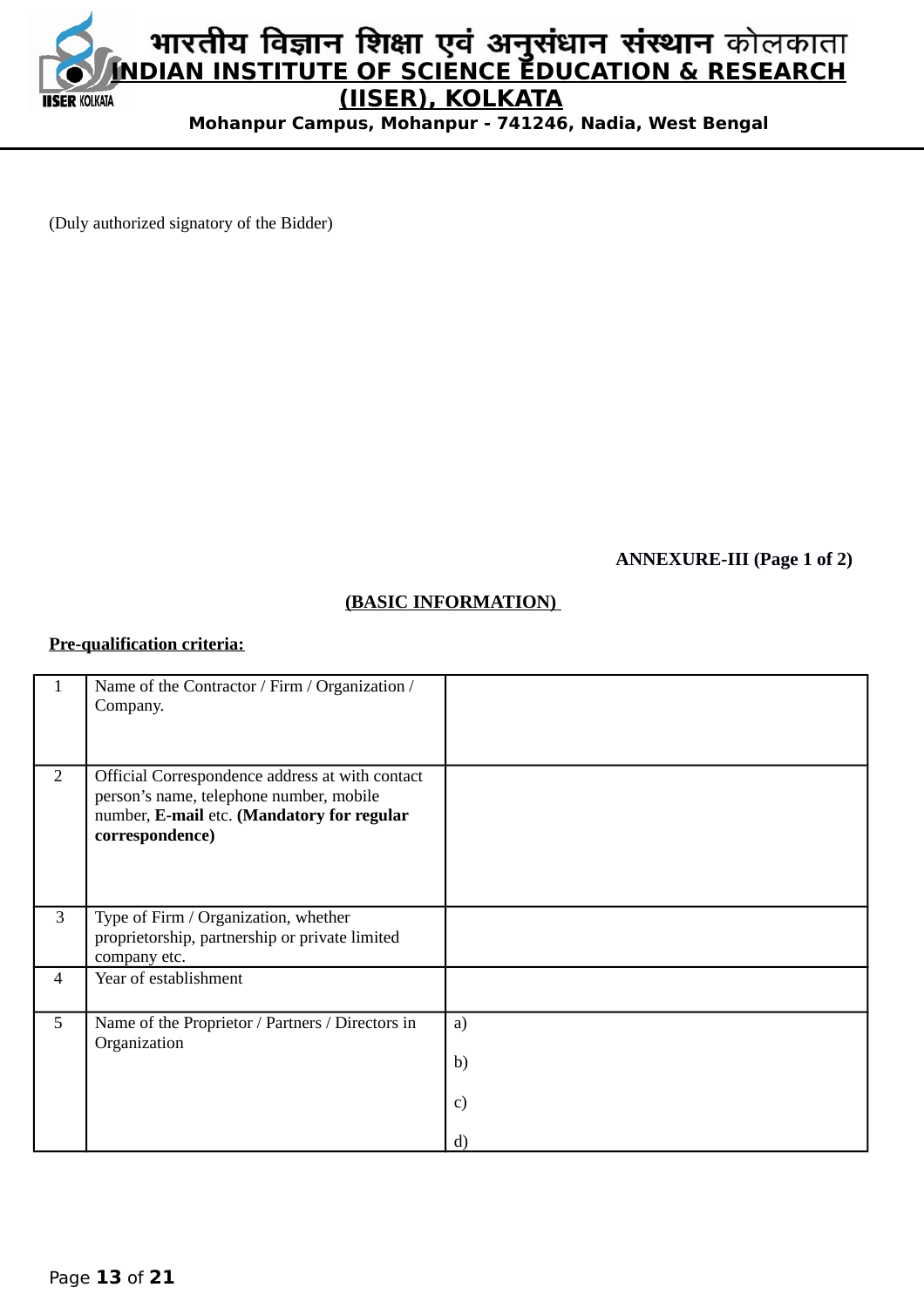(Duly authorized signatory of the Bidder)

**ANNEXURE-III (Page 1 of 2)**

**(BASIC INFORMATION)**

**Pre-qualification criteria:**

| | | |
|---|---|---|
| 1 | Name of the Contractor / Firm / Organization / Company. | |
| 2 | Official Correspondence address at with contact person's name, telephone number, mobile number, **E-mail** etc. **(Mandatory for regular correspondence)** | |
| 3 | Type of Firm / Organization, whether proprietorship, partnership or private limited company etc. | |
| 4 | Year of establishment | |
| 5 | Name of the Proprietor / Partners / Directors in Organization | a)<br><br>b)<br><br>c)<br><br>d) |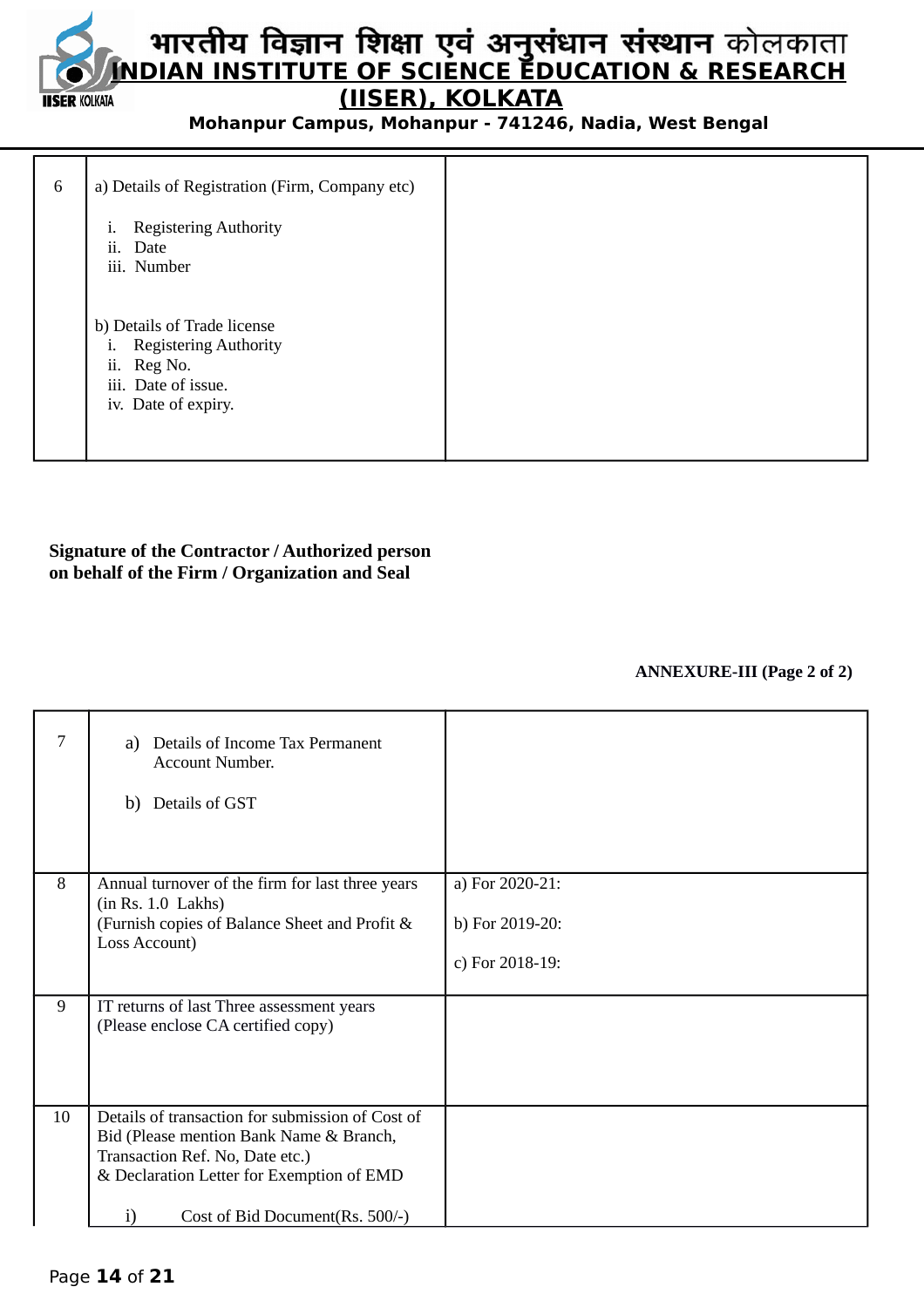| 6 | a) Details of Registration (Firm, Company etc)<br><br>i. Registering Authority<br>ii. Date<br>iii. Number<br><br>b) Details of Trade license<br>i. Registering Authority<br>ii. Reg No.<br>iii. Date of issue.<br>iv. Date of expiry. | |
|---|---|---|

**Signature of the Contractor / Authorized person on behalf of the Firm / Organization and Seal**

**ANNEXURE-III (Page 2 of 2)**

| 7 | a) Details of Income Tax Permanent Account Number.<br><br>b) Details of GST | |
|---|---|---|
| 8 | Annual turnover of the firm for last three years (in Rs. 1.0 Lakhs)<br>(Furnish copies of Balance Sheet and Profit & Loss Account) | a) For 2020-21:<br><br>b) For 2019-20:<br><br>c) For 2018-19: |
| 9 | IT returns of last Three assessment years (Please enclose CA certified copy) | |
| 10 | Details of transaction for submission of Cost of Bid (Please mention Bank Name & Branch, Transaction Ref. No, Date etc.)<br>& Declaration Letter for Exemption of EMD<br><br>i) Cost of Bid Document(Rs. 500/-) | |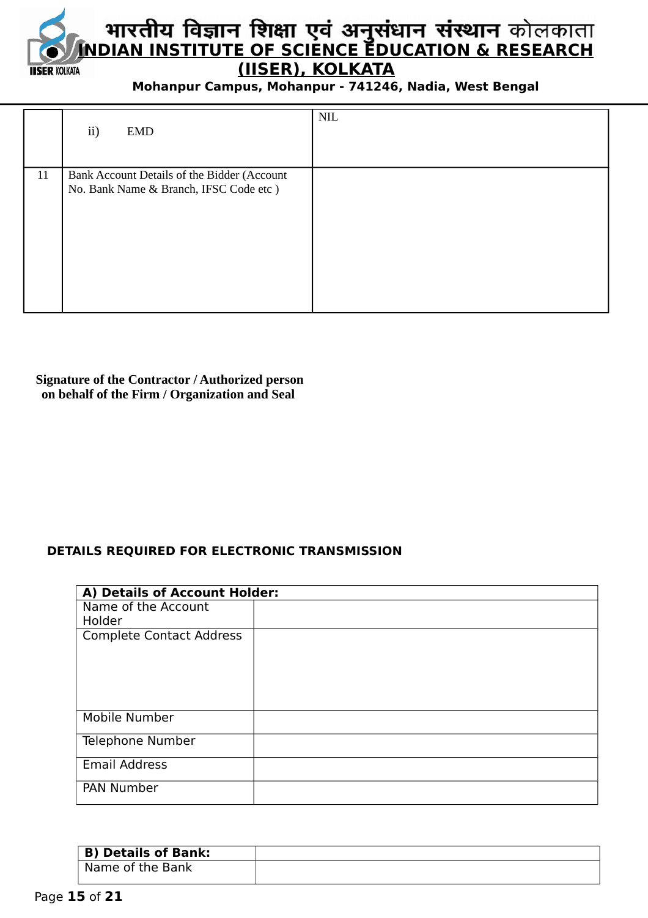| | ii) EMD | NIL |
|---|---|---|
| 11 | Bank Account Details of the Bidder (Account No. Bank Name & Branch, IFSC Code etc ) | |

**Signature of the Contractor / Authorized person on behalf of the Firm / Organization and Seal**

**DETAILS REQUIRED FOR ELECTRONIC TRANSMISSION**

| **A) Details of Account Holder:** | |
|---|---|
| Name of the Account Holder | |
| Complete Contact Address | |
| Mobile Number | |
| Telephone Number | |
| Email Address | |
| PAN Number | |

| **B) Details of Bank:** | |
|---|---|
| Name of the Bank | |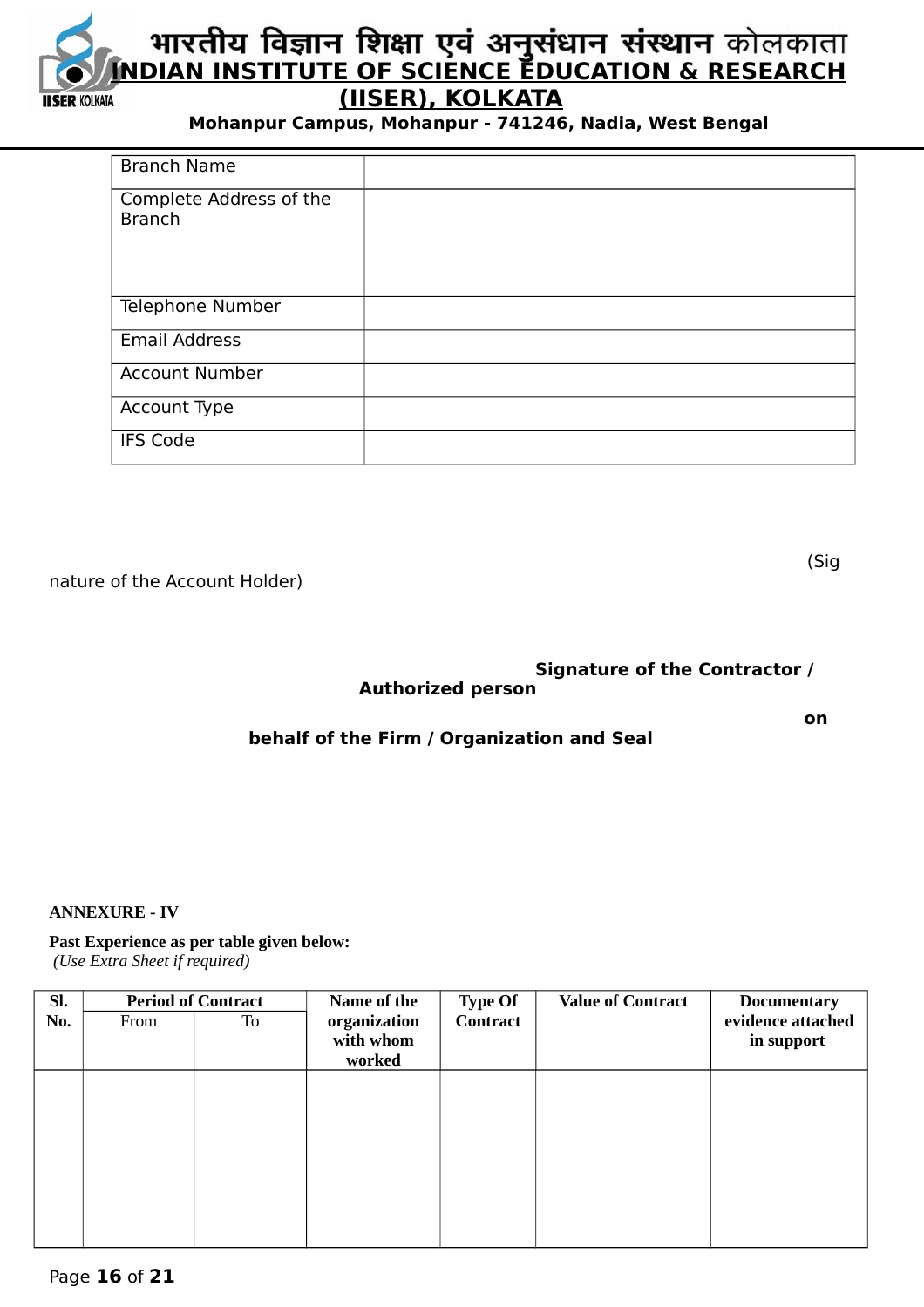| Branch Name | |
|---|---|
| Complete Address of the Branch | |
| Telephone Number | |
| Email Address | |
| Account Number | |
| Account Type | |
| IFS Code | |

(Signature of the Account Holder)

**Signature of the Contractor / Authorized person on behalf of the Firm / Organization and Seal**

**ANNEXURE - IV**

**Past Experience as per table given below:**
*(Use Extra Sheet if required)*

| Sl. No. | Period of Contract | | Name of the organization with whom worked | Type Of Contract | Value of Contract | Documentary evidence attached in support |
|---|---|---|---|---|---|---|
| | From | To | | | | |
| | | | | | | |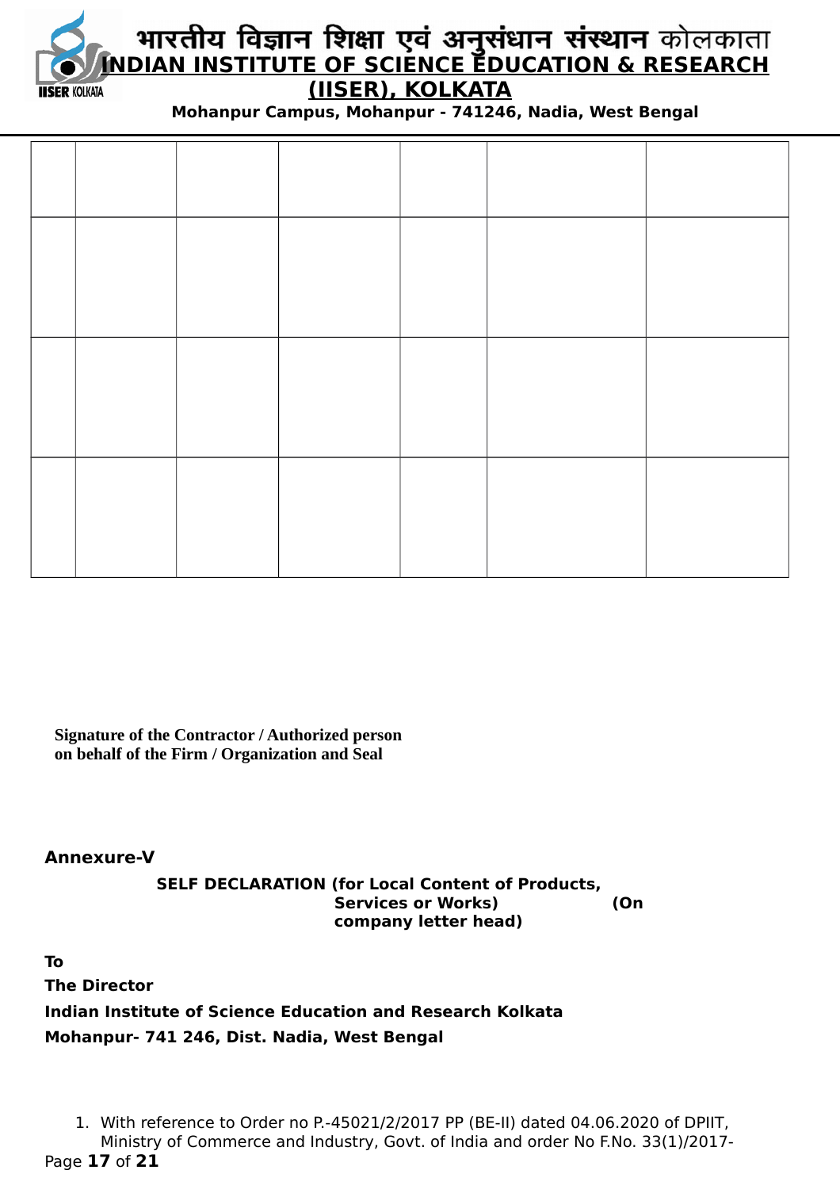| | | | | | | |
|---|---|---|---|---|---|---|
| | | | | | | |
| | | | | | | |
| | | | | | | |
| | | | | | | |

**Signature of the Contractor / Authorized person on behalf of the Firm / Organization and Seal**

**Annexure-V**

**SELF DECLARATION (for Local Content of Products, Services or Works) (On company letter head)**

**To**

**The Director**

**Indian Institute of Science Education and Research Kolkata**

**Mohanpur- 741 246, Dist. Nadia, West Bengal**

1. With reference to Order no P.-45021/2/2017 PP (BE-II) dated 04.06.2020 of DPIIT, Ministry of Commerce and Industry, Govt. of India and order No F.No. 33(1)/2017-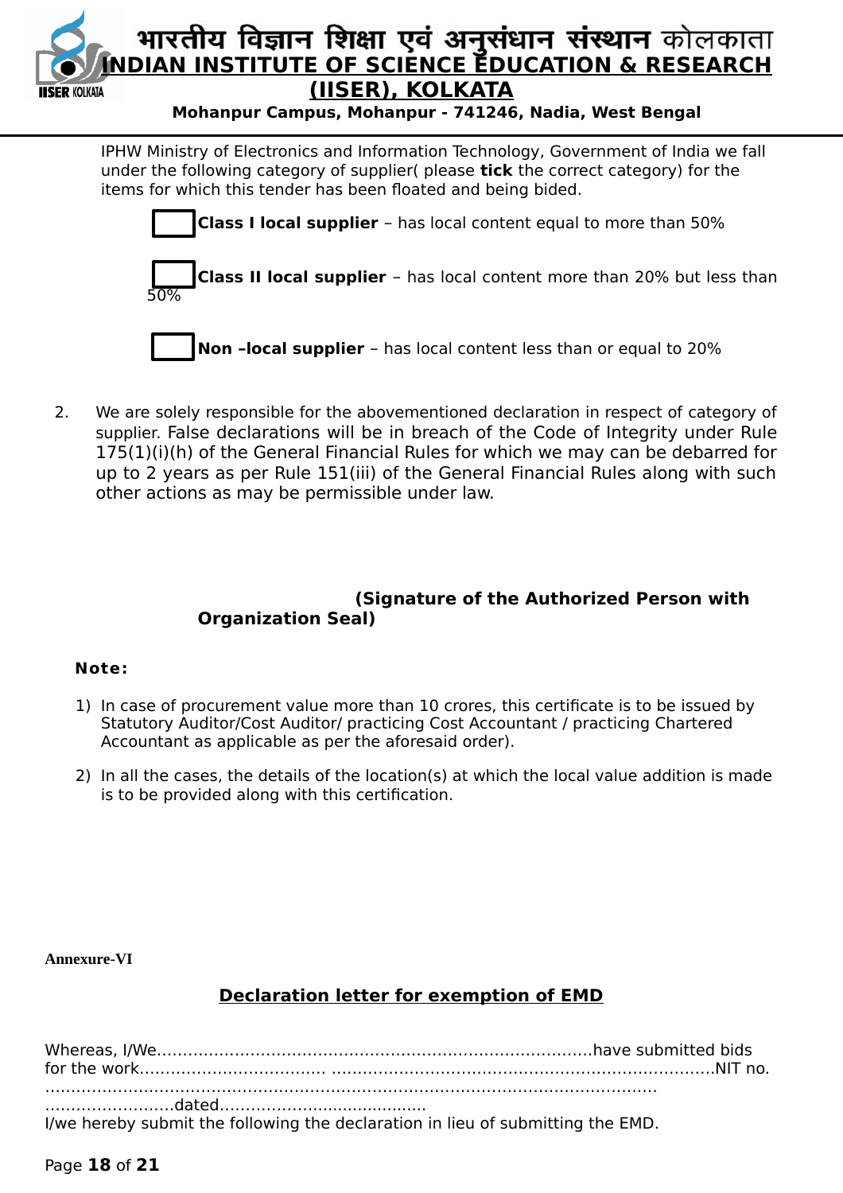IPHW Ministry of Electronics and Information Technology, Government of India we fall under the following category of supplier( please **tick** the correct category) for the items for which this tender has been floated and being bided.

☐ **Class I local supplier** – has local content equal to more than 50%

☐ **Class II local supplier** – has local content more than 20% but less than 50%

☐ **Non –local supplier** – has local content less than or equal to 20%

2. We are solely responsible for the abovementioned declaration in respect of category of supplier. False declarations will be in breach of the Code of Integrity under Rule 175(1)(i)(h) of the General Financial Rules for which we may can be debarred for up to 2 years as per Rule 151(iii) of the General Financial Rules along with such other actions as may be permissible under law.

**(Signature of the Authorized Person with Organization Seal)**

**Note:**

1) In case of procurement value more than 10 crores, this certificate is to be issued by Statutory Auditor/Cost Auditor/ practicing Cost Accountant / practicing Chartered Accountant as applicable as per the aforesaid order).
2) In all the cases, the details of the location(s) at which the local value addition is made is to be provided along with this certification.

**Annexure-VI**

## Declaration letter for exemption of EMD

Whereas, I/We........................................................................................have submitted bids for the work.................................... ..........................................................................NIT no. .............................................................................................................................. ..........................dated.........................................
I/we hereby submit the following the declaration in lieu of submitting the EMD.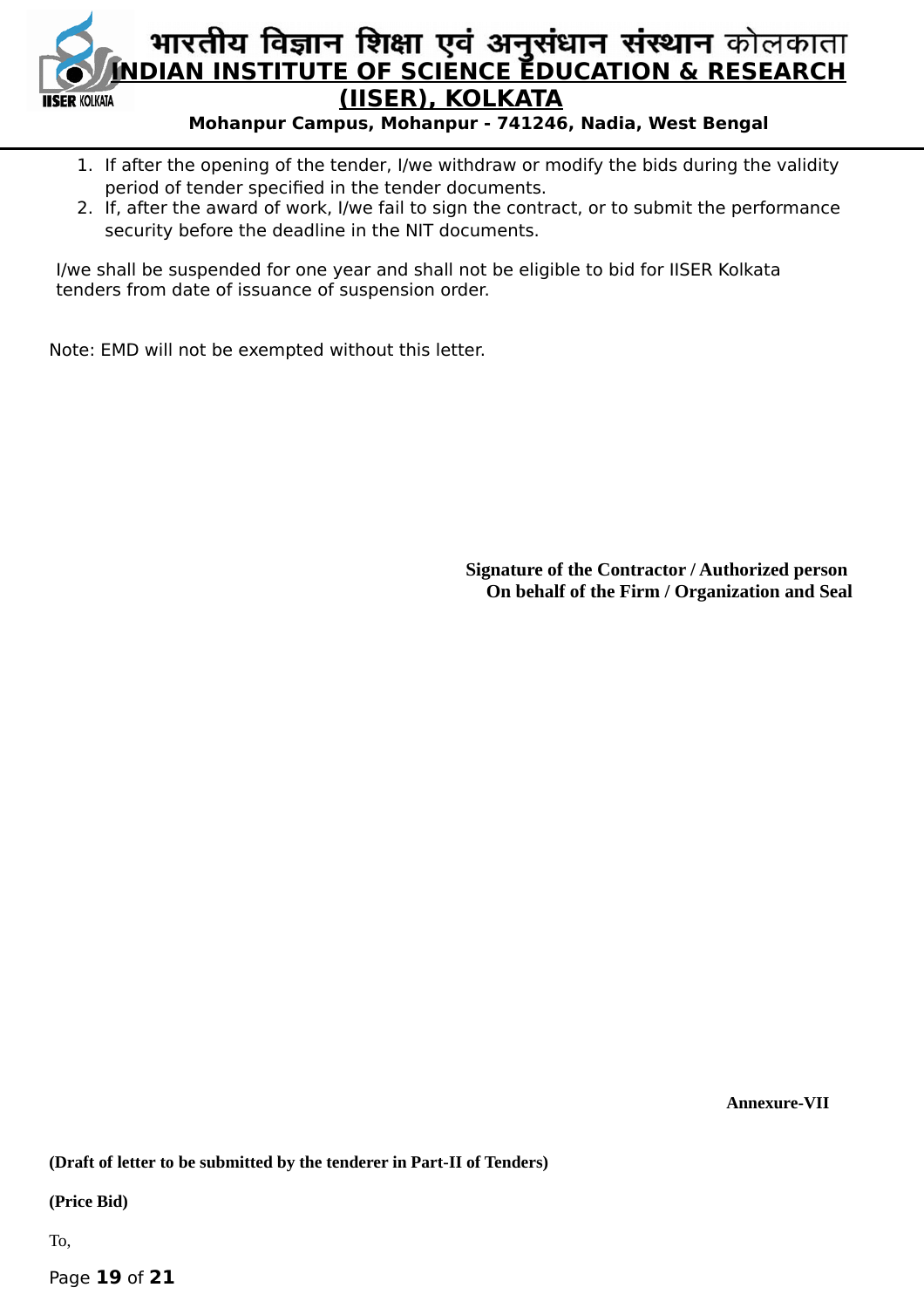1. If after the opening of the tender, I/we withdraw or modify the bids during the validity period of tender specified in the tender documents.
2. If, after the award of work, I/we fail to sign the contract, or to submit the performance security before the deadline in the NIT documents.

I/we shall be suspended for one year and shall not be eligible to bid for IISER Kolkata tenders from date of issuance of suspension order.

Note: EMD will not be exempted without this letter.

**Signature of the Contractor / Authorized person**
**On behalf of the Firm / Organization and Seal**

**Annexure-VII**

**(Draft of letter to be submitted by the tenderer in Part-II of Tenders)**

**(Price Bid)**

To,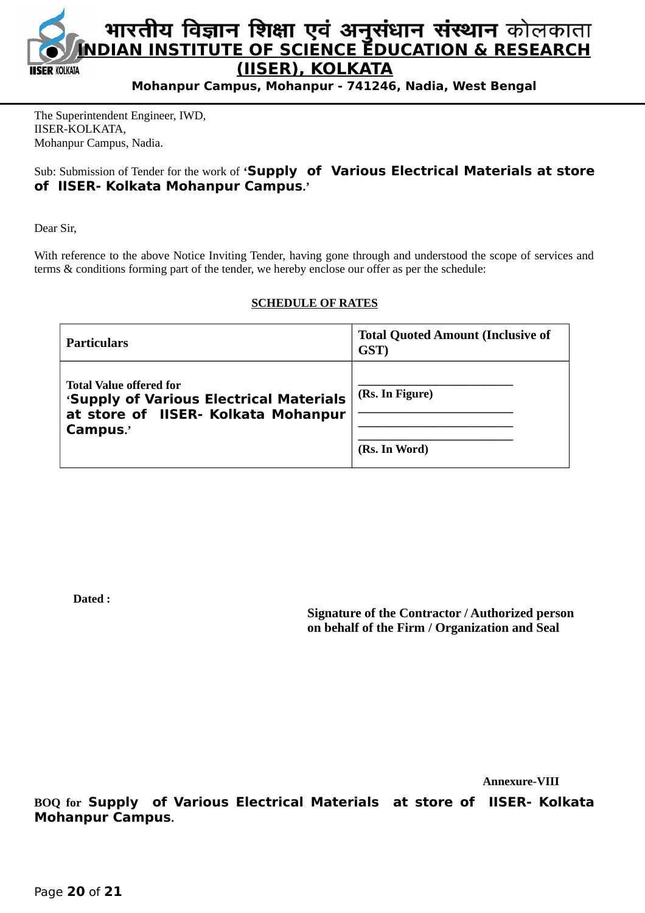# भारतीय विज्ञान शिक्षा एवं अनुसंधान संस्थान कोलकाता
# INDIAN INSTITUTE OF SCIENCE EDUCATION & RESEARCH (IISER), KOLKATA

**Mohanpur Campus, Mohanpur - 741246, Nadia, West Bengal**

The Superintendent Engineer, IWD,
IISER-KOLKATA,
Mohanpur Campus, Nadia.

Sub: Submission of Tender for the work of '**Supply of Various Electrical Materials at store of IISER- Kolkata Mohanpur Campus**.'

Dear Sir,

With reference to the above Notice Inviting Tender, having gone through and understood the scope of services and terms & conditions forming part of the tender, we hereby enclose our offer as per the schedule:

**SCHEDULE OF RATES**

| **Particulars** | **Total Quoted Amount (Inclusive of GST)** |
|---|---|
| **Total Value offered for '****Supply of Various Electrical Materials at store of IISER- Kolkata Mohanpur Campus**.' | ______________________ **(Rs. In Figure)** ______________________ ______________________ ______________________ **(Rs. In Word)** |

**Dated :**

**Signature of the Contractor / Authorized person on behalf of the Firm / Organization and Seal**

**Annexure-VIII**

**BOQ for Supply of Various Electrical Materials at store of IISER- Kolkata Mohanpur Campus.**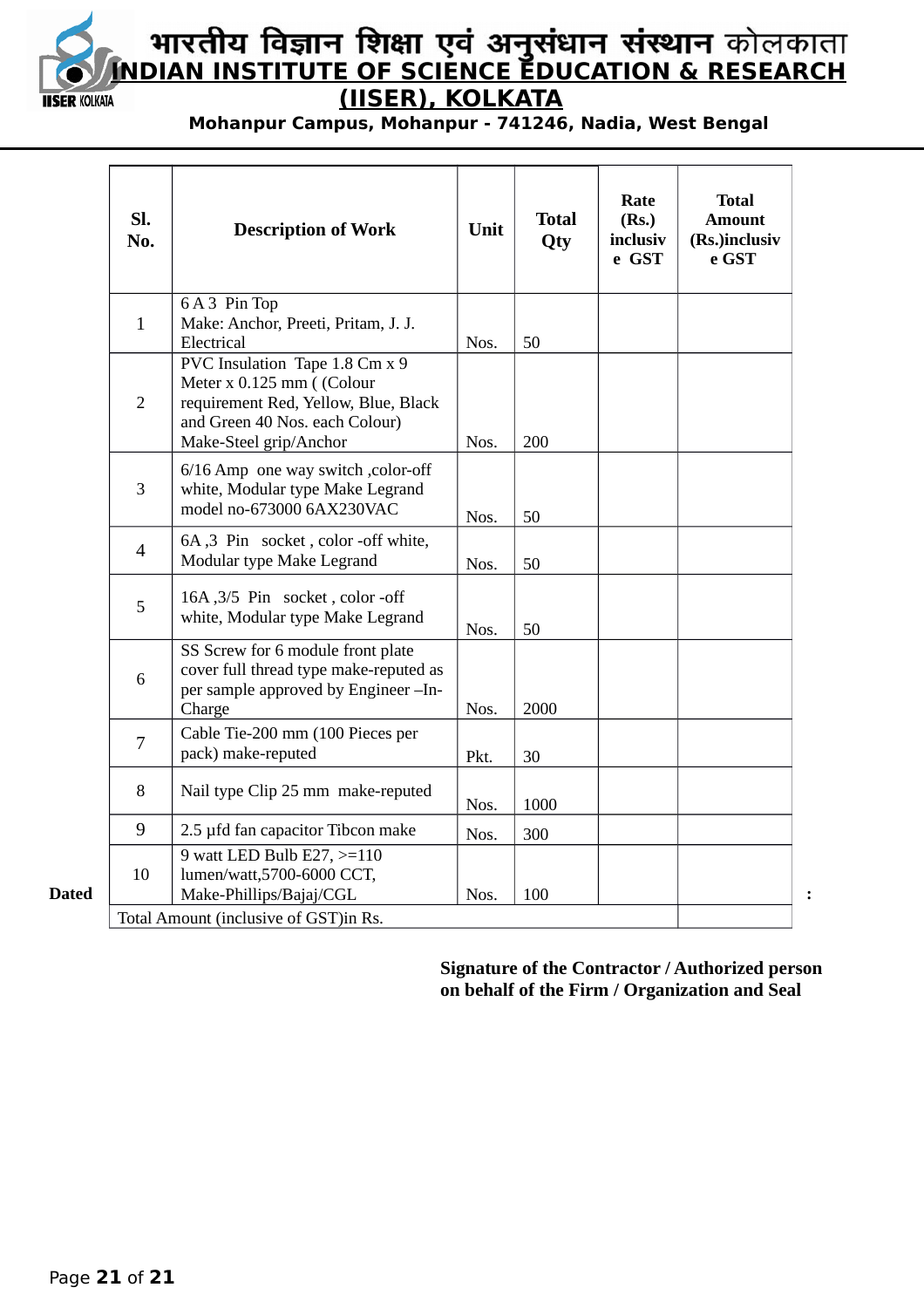# भारतीय विज्ञान शिक्षा एवं अनुसंधान संस्थान कोलकाता

## INDIAN INSTITUTE OF SCIENCE EDUCATION & RESEARCH (IISER), KOLKATA

**Mohanpur Campus, Mohanpur - 741246, Nadia, West Bengal**

| Sl. No. | Description of Work | Unit | Total Qty | Rate (Rs.) inclusive GST | Total Amount (Rs.)inclusive GST |
|---|---|---|---|---|---|
| 1 | 6 A 3 Pin Top Make: Anchor, Preeti, Pritam, J. J. Electrical | Nos. | 50 | | |
| 2 | PVC Insulation Tape 1.8 Cm x 9 Meter x 0.125 mm ( (Colour requirement Red, Yellow, Blue, Black and Green 40 Nos. each Colour) Make-Steel grip/Anchor | Nos. | 200 | | |
| 3 | 6/16 Amp one way switch ,color-off white, Modular type Make Legrand model no-673000 6AX230VAC | Nos. | 50 | | |
| 4 | 6A ,3 Pin socket , color -off white, Modular type Make Legrand | Nos. | 50 | | |
| 5 | 16A ,3/5 Pin socket , color -off white, Modular type Make Legrand | Nos. | 50 | | |
| 6 | SS Screw for 6 module front plate cover full thread type make-reputed as per sample approved by Engineer –In-Charge | Nos. | 2000 | | |
| 7 | Cable Tie-200 mm (100 Pieces per pack) make-reputed | Pkt. | 30 | | |
| 8 | Nail type Clip 25 mm make-reputed | Nos. | 1000 | | |
| 9 | 2.5 µfd fan capacitor Tibcon make | Nos. | 300 | | |
| 10 | 9 watt LED Bulb E27, >=110 lumen/watt,5700-6000 CCT, Make-Phillips/Bajaj/CGL | Nos. | 100 | | |
| Total Amount (inclusive of GST)in Rs. | | | | | |

**Dated** :

**Signature of the Contractor / Authorized person on behalf of the Firm / Organization and Seal**